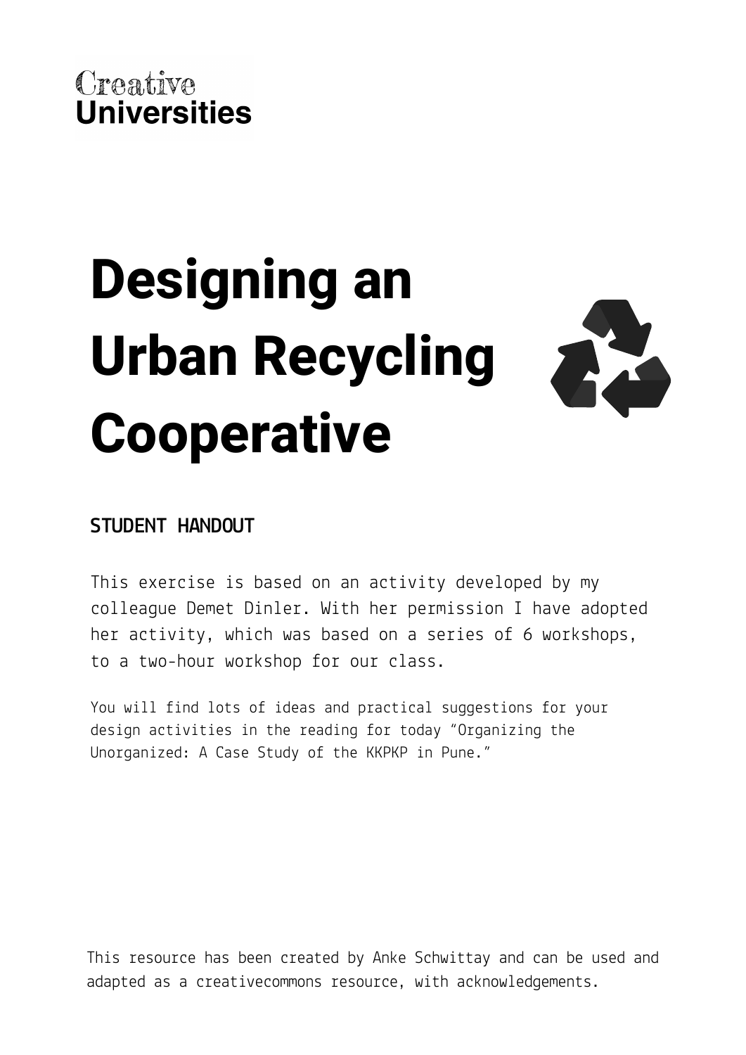Creative
**Universities**

# Designing an Urban Recycling Cooperative

**STUDENT HANDOUT**

This exercise is based on an activity developed by my colleague Demet Dinler. With her permission I have adopted her activity, which was based on a series of 6 workshops, to a two-hour workshop for our class.

You will find lots of ideas and practical suggestions for your design activities in the reading for today "Organizing the Unorganized: A Case Study of the KKPKP in Pune."

This resource has been created by Anke Schwittay and can be used and adapted as a creativecommons resource, with acknowledgements.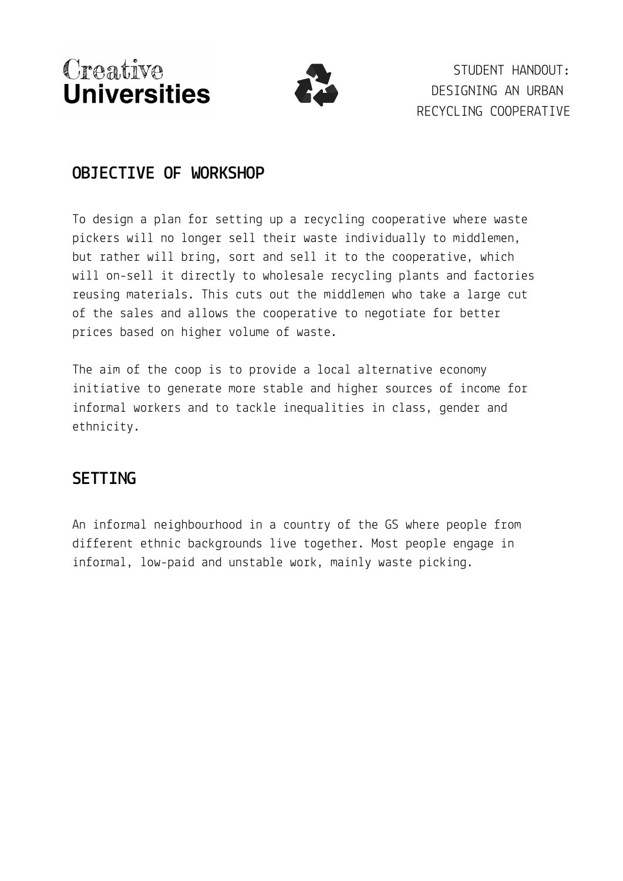STUDENT HANDOUT: DESIGNING AN URBAN RECYCLING COOPERATIVE

## OBJECTIVE OF WORKSHOP

To design a plan for setting up a recycling cooperative where waste pickers will no longer sell their waste individually to middlemen, but rather will bring, sort and sell it to the cooperative, which will on-sell it directly to wholesale recycling plants and factories reusing materials. This cuts out the middlemen who take a large cut of the sales and allows the cooperative to negotiate for better prices based on higher volume of waste.

The aim of the coop is to provide a local alternative economy initiative to generate more stable and higher sources of income for informal workers and to tackle inequalities in class, gender and ethnicity.

## SETTING

An informal neighbourhood in a country of the GS where people from different ethnic backgrounds live together. Most people engage in informal, low-paid and unstable work, mainly waste picking.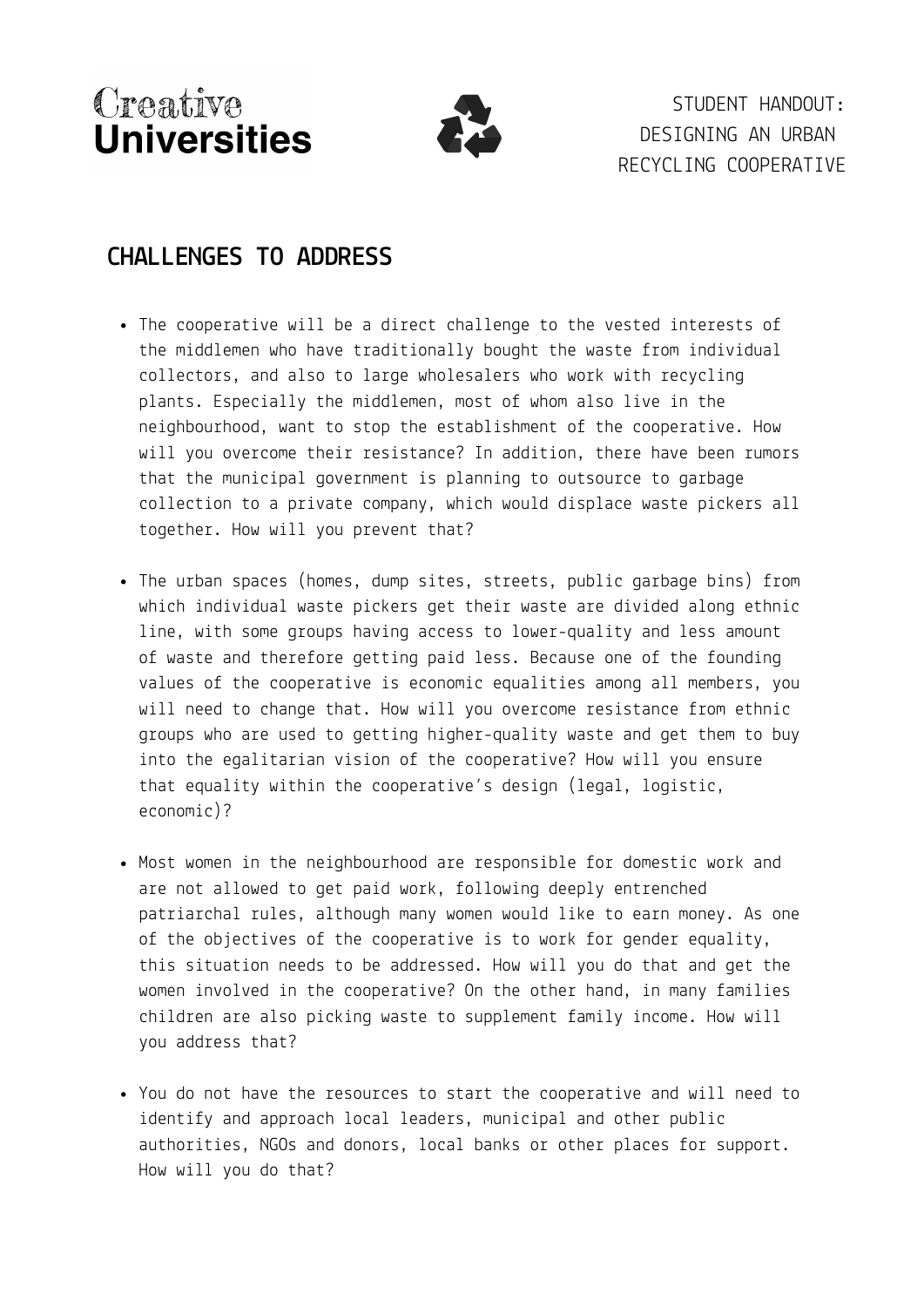## CHALLENGES TO ADDRESS

- The cooperative will be a direct challenge to the vested interests of the middlemen who have traditionally bought the waste from individual collectors, and also to large wholesalers who work with recycling plants. Especially the middlemen, most of whom also live in the neighbourhood, want to stop the establishment of the cooperative. How will you overcome their resistance? In addition, there have been rumors that the municipal government is planning to outsource to garbage collection to a private company, which would displace waste pickers all together. How will you prevent that?

- The urban spaces (homes, dump sites, streets, public garbage bins) from which individual waste pickers get their waste are divided along ethnic line, with some groups having access to lower-quality and less amount of waste and therefore getting paid less. Because one of the founding values of the cooperative is economic equalities among all members, you will need to change that. How will you overcome resistance from ethnic groups who are used to getting higher-quality waste and get them to buy into the egalitarian vision of the cooperative? How will you ensure that equality within the cooperative's design (legal, logistic, economic)?

- Most women in the neighbourhood are responsible for domestic work and are not allowed to get paid work, following deeply entrenched patriarchal rules, although many women would like to earn money. As one of the objectives of the cooperative is to work for gender equality, this situation needs to be addressed. How will you do that and get the women involved in the cooperative? On the other hand, in many families children are also picking waste to supplement family income. How will you address that?

- You do not have the resources to start the cooperative and will need to identify and approach local leaders, municipal and other public authorities, NGOs and donors, local banks or other places for support. How will you do that?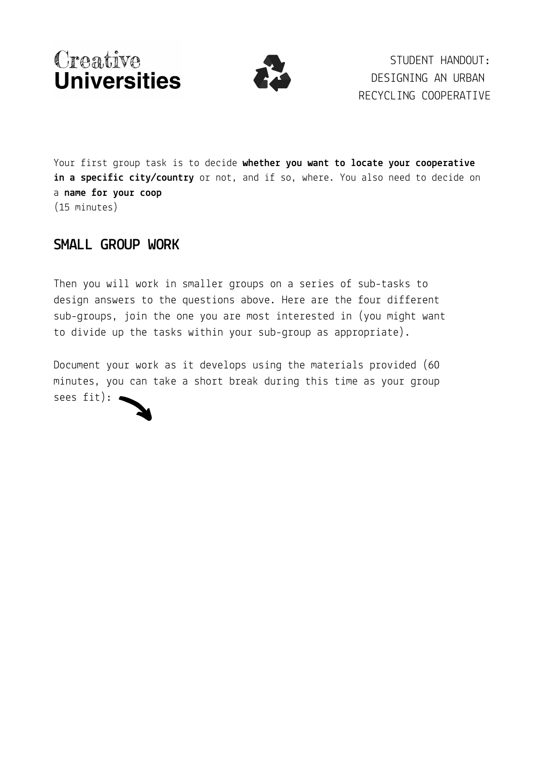Your first group task is to decide **whether you want to locate your cooperative in a specific city/country** or not, and if so, where. You also need to decide on a **name for your coop**
(15 minutes)

## SMALL GROUP WORK

Then you will work in smaller groups on a series of sub-tasks to design answers to the questions above. Here are the four different sub-groups, join the one you are most interested in (you might want to divide up the tasks within your sub-group as appropriate).

Document your work as it develops using the materials provided (60 minutes, you can take a short break during this time as your group sees fit):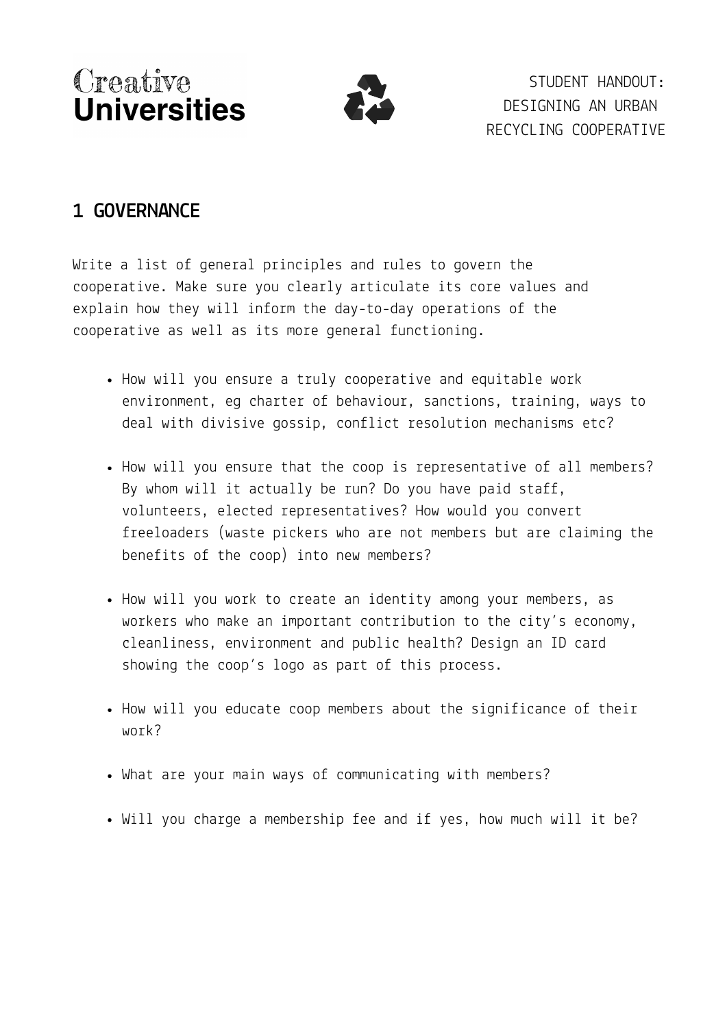Creative Universities

STUDENT HANDOUT: DESIGNING AN URBAN RECYCLING COOPERATIVE

## 1 GOVERNANCE

Write a list of general principles and rules to govern the cooperative. Make sure you clearly articulate its core values and explain how they will inform the day-to-day operations of the cooperative as well as its more general functioning.

- How will you ensure a truly cooperative and equitable work environment, eg charter of behaviour, sanctions, training, ways to deal with divisive gossip, conflict resolution mechanisms etc?
- How will you ensure that the coop is representative of all members? By whom will it actually be run? Do you have paid staff, volunteers, elected representatives? How would you convert freeloaders (waste pickers who are not members but are claiming the benefits of the coop) into new members?
- How will you work to create an identity among your members, as workers who make an important contribution to the city's economy, cleanliness, environment and public health? Design an ID card showing the coop's logo as part of this process.
- How will you educate coop members about the significance of their work?
- What are your main ways of communicating with members?
- Will you charge a membership fee and if yes, how much will it be?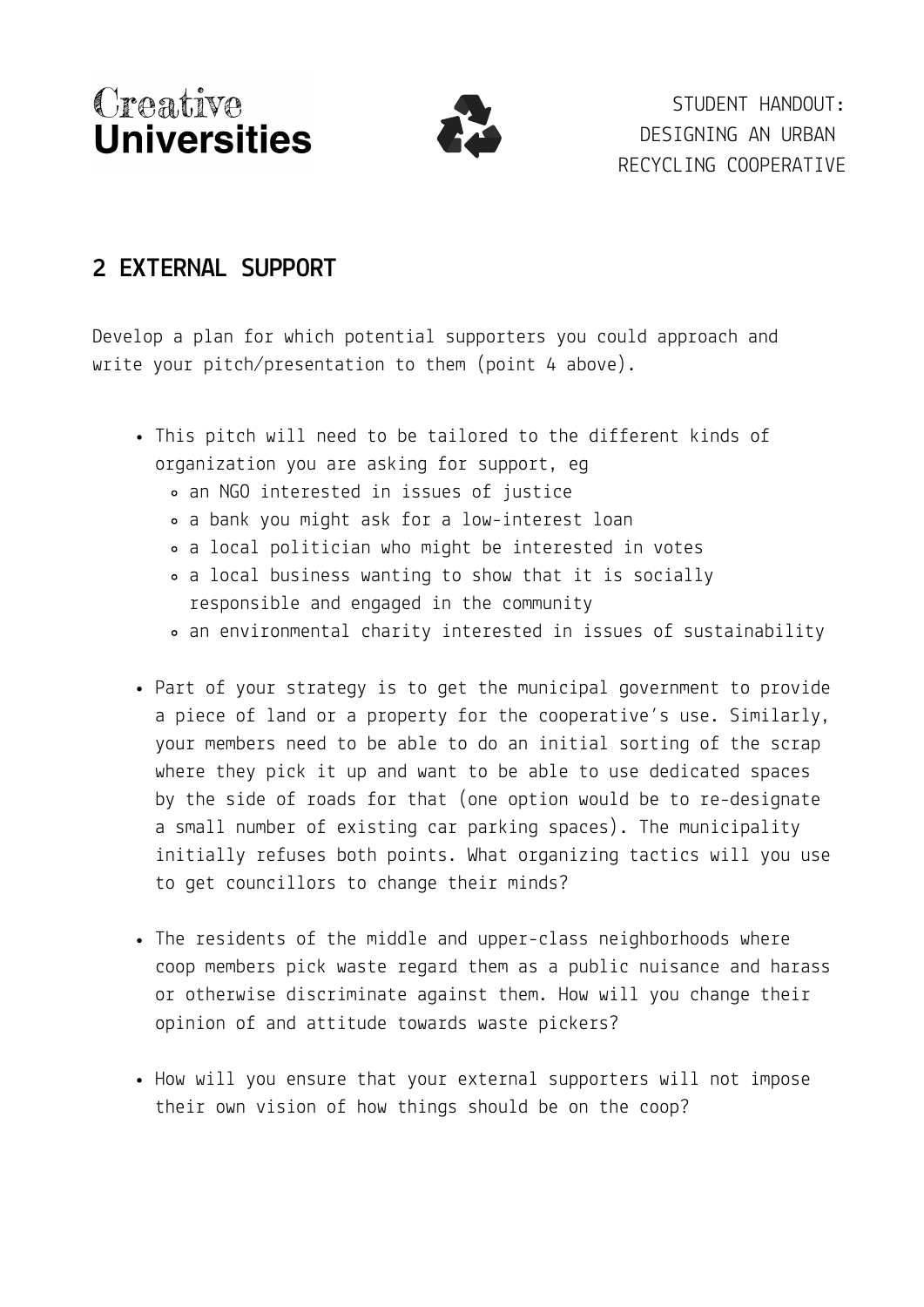## 2 EXTERNAL SUPPORT

Develop a plan for which potential supporters you could approach and write your pitch/presentation to them (point 4 above).

- This pitch will need to be tailored to the different kinds of organization you are asking for support, eg
  - an NGO interested in issues of justice
  - a bank you might ask for a low-interest loan
  - a local politician who might be interested in votes
  - a local business wanting to show that it is socially responsible and engaged in the community
  - an environmental charity interested in issues of sustainability
- Part of your strategy is to get the municipal government to provide a piece of land or a property for the cooperative's use. Similarly, your members need to be able to do an initial sorting of the scrap where they pick it up and want to be able to use dedicated spaces by the side of roads for that (one option would be to re-designate a small number of existing car parking spaces). The municipality initially refuses both points. What organizing tactics will you use to get councillors to change their minds?
- The residents of the middle and upper-class neighborhoods where coop members pick waste regard them as a public nuisance and harass or otherwise discriminate against them. How will you change their opinion of and attitude towards waste pickers?
- How will you ensure that your external supporters will not impose their own vision of how things should be on the coop?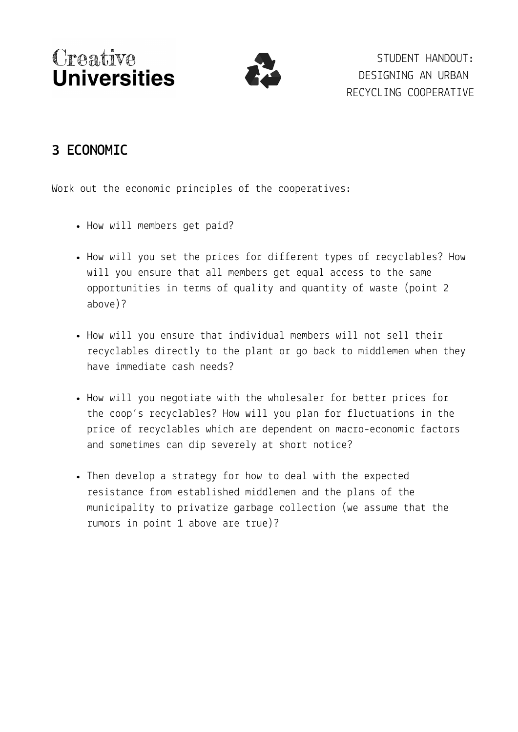## 3 ECONOMIC

Work out the economic principles of the cooperatives:

- How will members get paid?
- How will you set the prices for different types of recyclables? How will you ensure that all members get equal access to the same opportunities in terms of quality and quantity of waste (point 2 above)?
- How will you ensure that individual members will not sell their recyclables directly to the plant or go back to middlemen when they have immediate cash needs?
- How will you negotiate with the wholesaler for better prices for the coop's recyclables? How will you plan for fluctuations in the price of recyclables which are dependent on macro-economic factors and sometimes can dip severely at short notice?
- Then develop a strategy for how to deal with the expected resistance from established middlemen and the plans of the municipality to privatize garbage collection (we assume that the rumors in point 1 above are true)?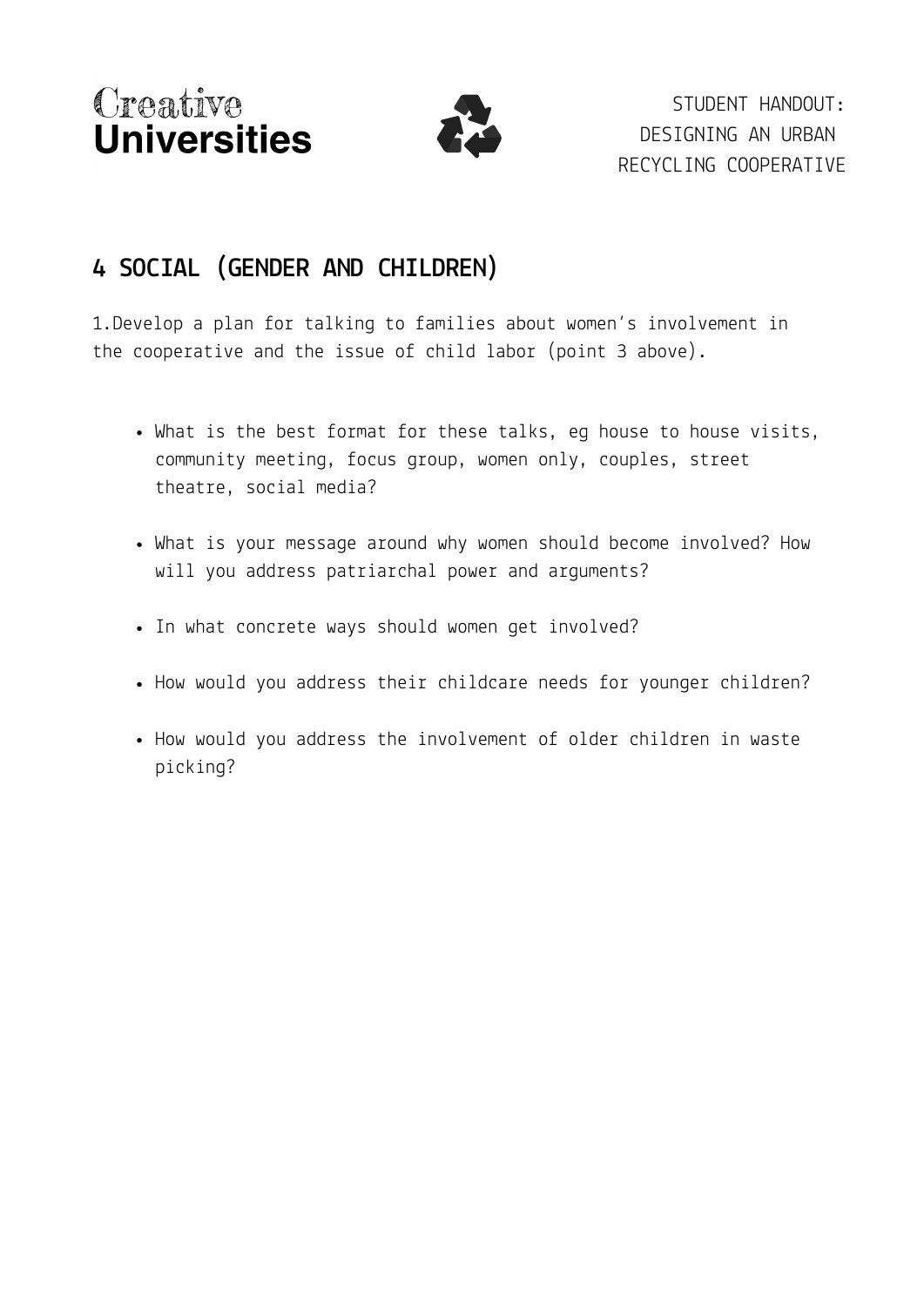## 4 SOCIAL (GENDER AND CHILDREN)

1. Develop a plan for talking to families about women's involvement in the cooperative and the issue of child labor (point 3 above).

- What is the best format for these talks, eg house to house visits, community meeting, focus group, women only, couples, street theatre, social media?
- What is your message around why women should become involved? How will you address patriarchal power and arguments?
- In what concrete ways should women get involved?
- How would you address their childcare needs for younger children?
- How would you address the involvement of older children in waste picking?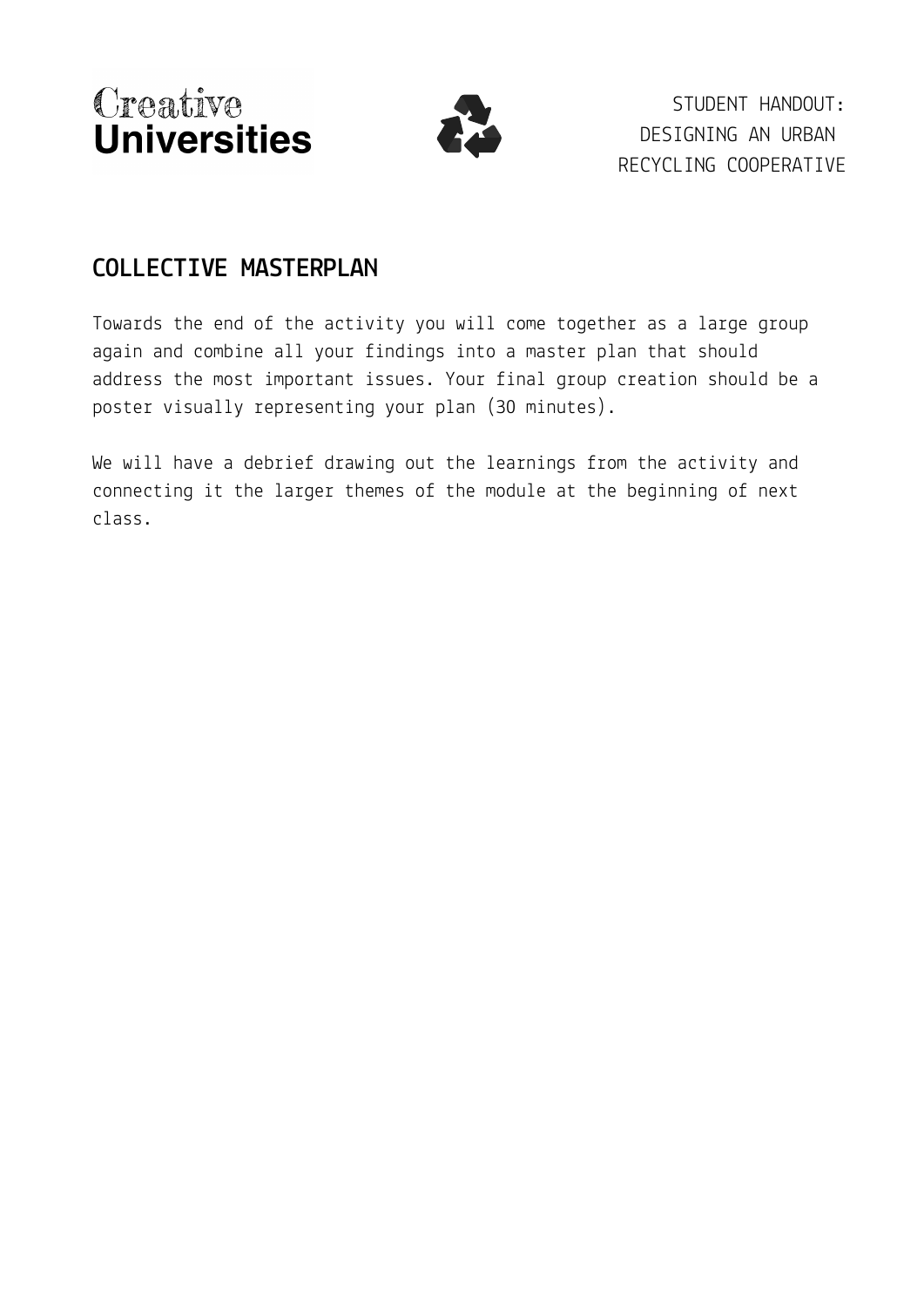## COLLECTIVE MASTERPLAN

Towards the end of the activity you will come together as a large group again and combine all your findings into a master plan that should address the most important issues. Your final group creation should be a poster visually representing your plan (30 minutes).

We will have a debrief drawing out the learnings from the activity and connecting it the larger themes of the module at the beginning of next class.